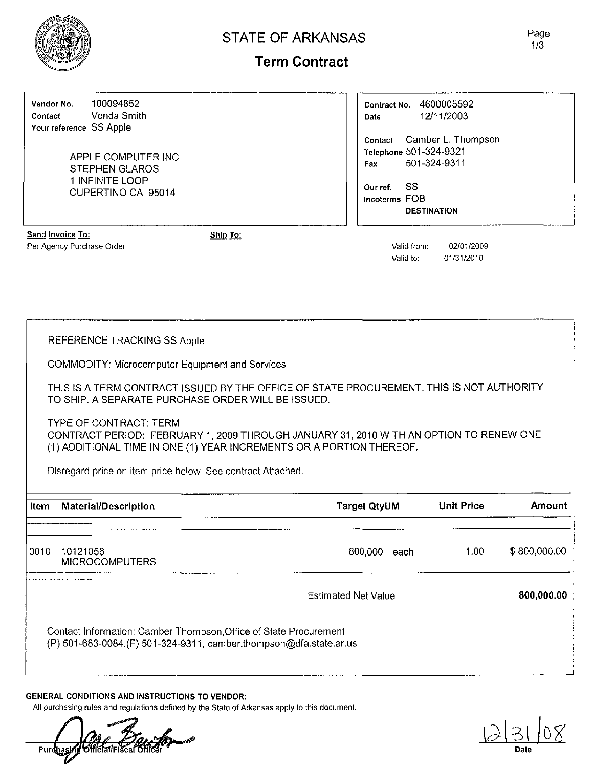# STATE OF ARKANSAS

## Term Contract

Vendor No. 100094852
Contact Vonda Smith
Your reference SS Apple

APPLE COMPUTER INC
STEPHEN GLAROS
1 INFINITE LOOP
CUPERTINO CA 95014

Contract No. 4600005592
Date 12/11/2003

Contact Camber L. Thompson
Telephone 501-324-9321
Fax 501-324-9311

Our ref. SS
Incoterms FOB DESTINATION

**Send Invoice To:**
Per Agency Purchase Order

**Ship To:**

Valid from: 02/01/2009
Valid to: 01/31/2010

REFERENCE TRACKING SS Apple

COMMODITY: Microcomputer Equipment and Services

THIS IS A TERM CONTRACT ISSUED BY THE OFFICE OF STATE PROCUREMENT. THIS IS NOT AUTHORITY TO SHIP. A SEPARATE PURCHASE ORDER WILL BE ISSUED.

TYPE OF CONTRACT: TERM
CONTRACT PERIOD: FEBRUARY 1, 2009 THROUGH JANUARY 31, 2010 WITH AN OPTION TO RENEW ONE (1) ADDITIONAL TIME IN ONE (1) YEAR INCREMENTS OR A PORTION THEREOF.

Disregard price on item price below. See contract Attached.

| Item | Material/Description | Target QtyUM | Unit Price | Amount |
|---|---|---|---|---|
| 0010 | 10121056 MICROCOMPUTERS | 800,000 each | 1.00 | $ 800,000.00 |
| | | Estimated Net Value | | **800,000.00** |

Contact Information: Camber Thompson,Office of State Procurement
(P) 501-683-0084,(F) 501-324-9311, camber.thompson@dfa.state.ar.us

**GENERAL CONDITIONS AND INSTRUCTIONS TO VENDOR:**
All purchasing rules and regulations defined by the State of Arkansas apply to this document.

Purchasing Official/Fiscal Officer

12/31/08
Date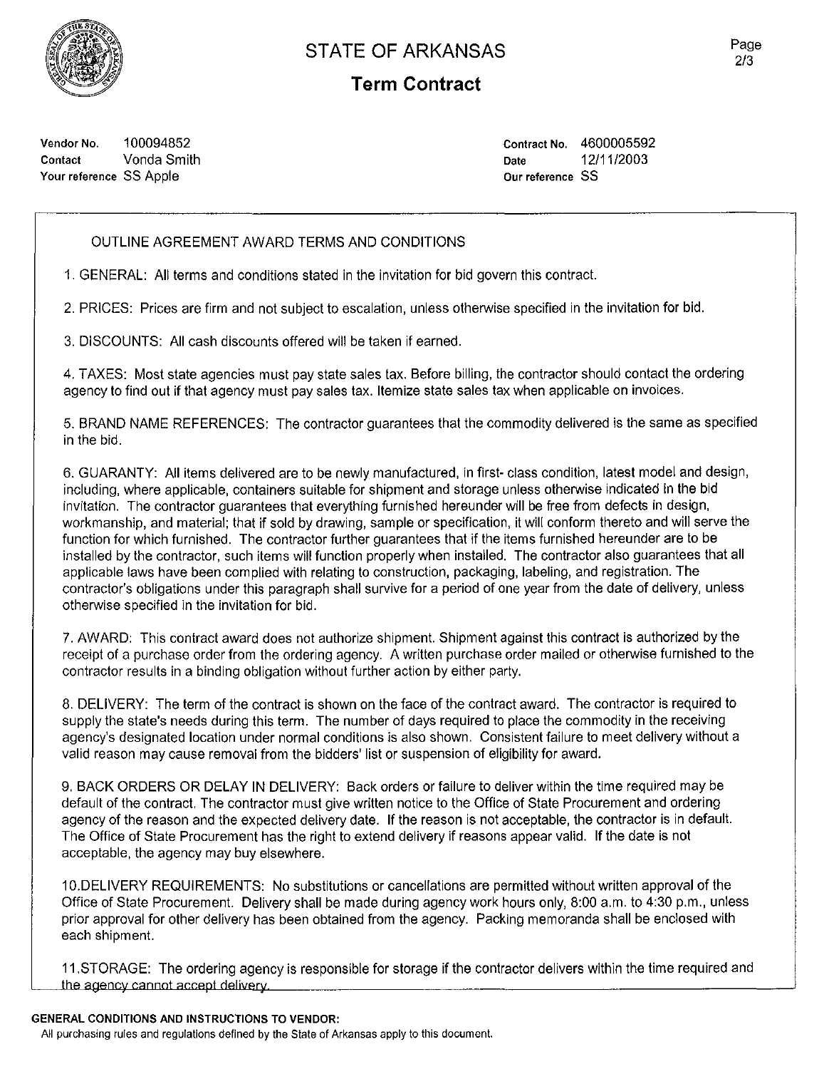# STATE OF ARKANSAS

## Term Contract

**Vendor No.** 100094852
**Contact** Vonda Smith
**Your reference** SS Apple

**Contract No.** 4600005592
**Date** 12/11/2003
**Our reference** SS

OUTLINE AGREEMENT AWARD TERMS AND CONDITIONS

1. GENERAL: All terms and conditions stated in the invitation for bid govern this contract.

2. PRICES: Prices are firm and not subject to escalation, unless otherwise specified in the invitation for bid.

3. DISCOUNTS: All cash discounts offered will be taken if earned.

4. TAXES: Most state agencies must pay state sales tax. Before billing, the contractor should contact the ordering agency to find out if that agency must pay sales tax. Itemize state sales tax when applicable on invoices.

5. BRAND NAME REFERENCES: The contractor guarantees that the commodity delivered is the same as specified in the bid.

6. GUARANTY: All items delivered are to be newly manufactured, in first- class condition, latest model and design, including, where applicable, containers suitable for shipment and storage unless otherwise indicated in the bid invitation. The contractor guarantees that everything furnished hereunder will be free from defects in design, workmanship, and material; that if sold by drawing, sample or specification, it will conform thereto and will serve the function for which furnished. The contractor further guarantees that if the items furnished hereunder are to be installed by the contractor, such items will function properly when installed. The contractor also guarantees that all applicable laws have been complied with relating to construction, packaging, labeling, and registration. The contractor's obligations under this paragraph shall survive for a period of one year from the date of delivery, unless otherwise specified in the invitation for bid.

7. AWARD: This contract award does not authorize shipment. Shipment against this contract is authorized by the receipt of a purchase order from the ordering agency. A written purchase order mailed or otherwise furnished to the contractor results in a binding obligation without further action by either party.

8. DELIVERY: The term of the contract is shown on the face of the contract award. The contractor is required to supply the state's needs during this term. The number of days required to place the commodity in the receiving agency's designated location under normal conditions is also shown. Consistent failure to meet delivery without a valid reason may cause removal from the bidders' list or suspension of eligibility for award.

9. BACK ORDERS OR DELAY IN DELIVERY: Back orders or failure to deliver within the time required may be default of the contract. The contractor must give written notice to the Office of State Procurement and ordering agency of the reason and the expected delivery date. If the reason is not acceptable, the contractor is in default. The Office of State Procurement has the right to extend delivery if reasons appear valid. If the date is not acceptable, the agency may buy elsewhere.

10. DELIVERY REQUIREMENTS: No substitutions or cancellations are permitted without written approval of the Office of State Procurement. Delivery shall be made during agency work hours only, 8:00 a.m. to 4:30 p.m., unless prior approval for other delivery has been obtained from the agency. Packing memoranda shall be enclosed with each shipment.

11. STORAGE: The ordering agency is responsible for storage if the contractor delivers within the time required and the agency cannot accept delivery.

**GENERAL CONDITIONS AND INSTRUCTIONS TO VENDOR:**

All purchasing rules and regulations defined by the State of Arkansas apply to this document.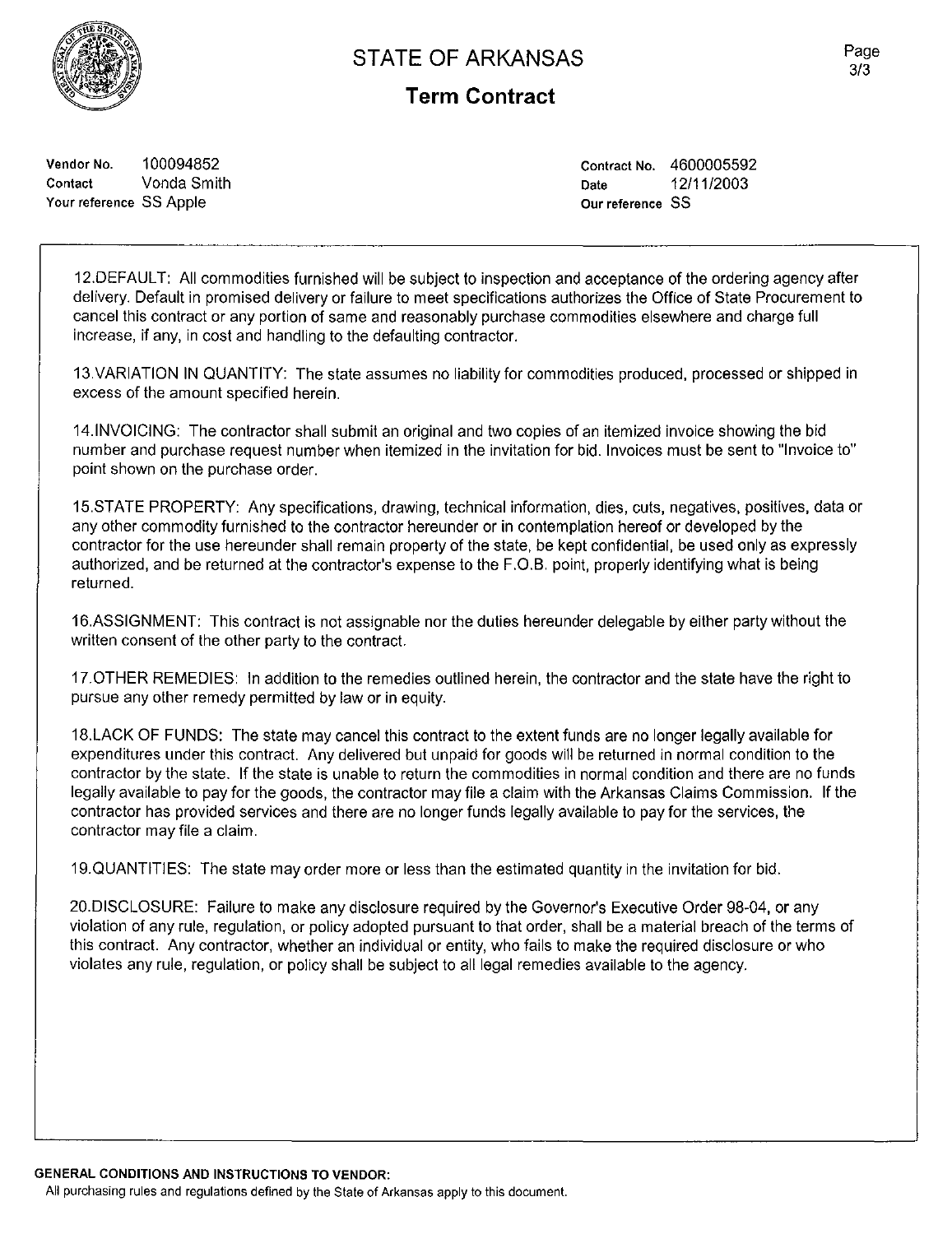# STATE OF ARKANSAS

## Term Contract

**Vendor No.** 100094852
**Contact** Vonda Smith
**Your reference** SS Apple

**Contract No.** 4600005592
**Date** 12/11/2003
**Our reference** SS

12.DEFAULT: All commodities furnished will be subject to inspection and acceptance of the ordering agency after delivery. Default in promised delivery or failure to meet specifications authorizes the Office of State Procurement to cancel this contract or any portion of same and reasonably purchase commodities elsewhere and charge full increase, if any, in cost and handling to the defaulting contractor.

13.VARIATION IN QUANTITY: The state assumes no liability for commodities produced, processed or shipped in excess of the amount specified herein.

14.INVOICING: The contractor shall submit an original and two copies of an itemized invoice showing the bid number and purchase request number when itemized in the invitation for bid. Invoices must be sent to "Invoice to" point shown on the purchase order.

15.STATE PROPERTY: Any specifications, drawing, technical information, dies, cuts, negatives, positives, data or any other commodity furnished to the contractor hereunder or in contemplation hereof or developed by the contractor for the use hereunder shall remain property of the state, be kept confidential, be used only as expressly authorized, and be returned at the contractor's expense to the F.O.B. point, properly identifying what is being returned.

16.ASSIGNMENT: This contract is not assignable nor the duties hereunder delegable by either party without the written consent of the other party to the contract.

17.OTHER REMEDIES: In addition to the remedies outlined herein, the contractor and the state have the right to pursue any other remedy permitted by law or in equity.

18.LACK OF FUNDS: The state may cancel this contract to the extent funds are no longer legally available for expenditures under this contract. Any delivered but unpaid for goods will be returned in normal condition to the contractor by the state. If the state is unable to return the commodities in normal condition and there are no funds legally available to pay for the goods, the contractor may file a claim with the Arkansas Claims Commission. If the contractor has provided services and there are no longer funds legally available to pay for the services, the contractor may file a claim.

19.QUANTITIES: The state may order more or less than the estimated quantity in the invitation for bid.

20.DISCLOSURE: Failure to make any disclosure required by the Governor's Executive Order 98-04, or any violation of any rule, regulation, or policy adopted pursuant to that order, shall be a material breach of the terms of this contract. Any contractor, whether an individual or entity, who fails to make the required disclosure or who violates any rule, regulation, or policy shall be subject to all legal remedies available to the agency.

**GENERAL CONDITIONS AND INSTRUCTIONS TO VENDOR:**
All purchasing rules and regulations defined by the State of Arkansas apply to this document.